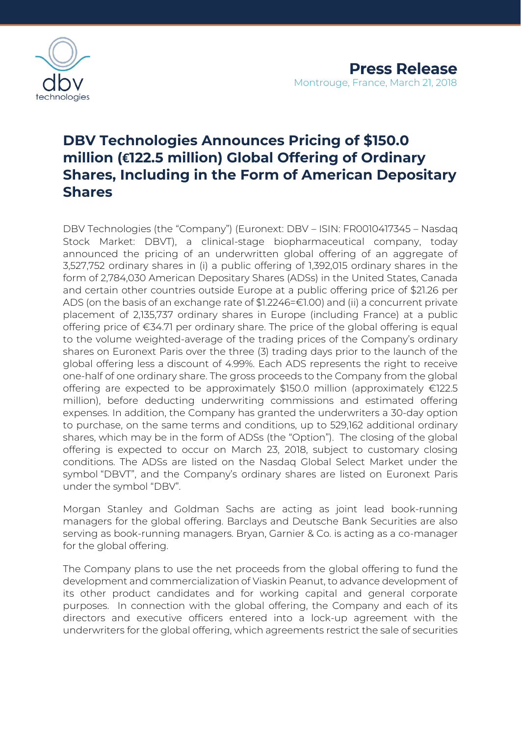**Press Release**

Montrouge, France, March 21, 2018

# DBV Technologies Announces Pricing of $150.0 million (€122.5 million) Global Offering of Ordinary Shares, Including in the Form of American Depositary Shares

DBV Technologies (the "Company") (Euronext: DBV – ISIN: FR0010417345 – Nasdaq Stock Market: DBVT), a clinical-stage biopharmaceutical company, today announced the pricing of an underwritten global offering of an aggregate of 3,527,752 ordinary shares in (i) a public offering of 1,392,015 ordinary shares in the form of 2,784,030 American Depositary Shares (ADSs) in the United States, Canada and certain other countries outside Europe at a public offering price of $21.26 per ADS (on the basis of an exchange rate of $1.2246=€1.00) and (ii) a concurrent private placement of 2,135,737 ordinary shares in Europe (including France) at a public offering price of €34.71 per ordinary share. The price of the global offering is equal to the volume weighted-average of the trading prices of the Company's ordinary shares on Euronext Paris over the three (3) trading days prior to the launch of the global offering less a discount of 4.99%. Each ADS represents the right to receive one-half of one ordinary share. The gross proceeds to the Company from the global offering are expected to be approximately $150.0 million (approximately €122.5 million), before deducting underwriting commissions and estimated offering expenses. In addition, the Company has granted the underwriters a 30-day option to purchase, on the same terms and conditions, up to 529,162 additional ordinary shares, which may be in the form of ADSs (the "Option"). The closing of the global offering is expected to occur on March 23, 2018, subject to customary closing conditions. The ADSs are listed on the Nasdaq Global Select Market under the symbol "DBVT", and the Company's ordinary shares are listed on Euronext Paris under the symbol "DBV".

Morgan Stanley and Goldman Sachs are acting as joint lead book-running managers for the global offering. Barclays and Deutsche Bank Securities are also serving as book-running managers. Bryan, Garnier & Co. is acting as a co-manager for the global offering.

The Company plans to use the net proceeds from the global offering to fund the development and commercialization of Viaskin Peanut, to advance development of its other product candidates and for working capital and general corporate purposes. In connection with the global offering, the Company and each of its directors and executive officers entered into a lock-up agreement with the underwriters for the global offering, which agreements restrict the sale of securities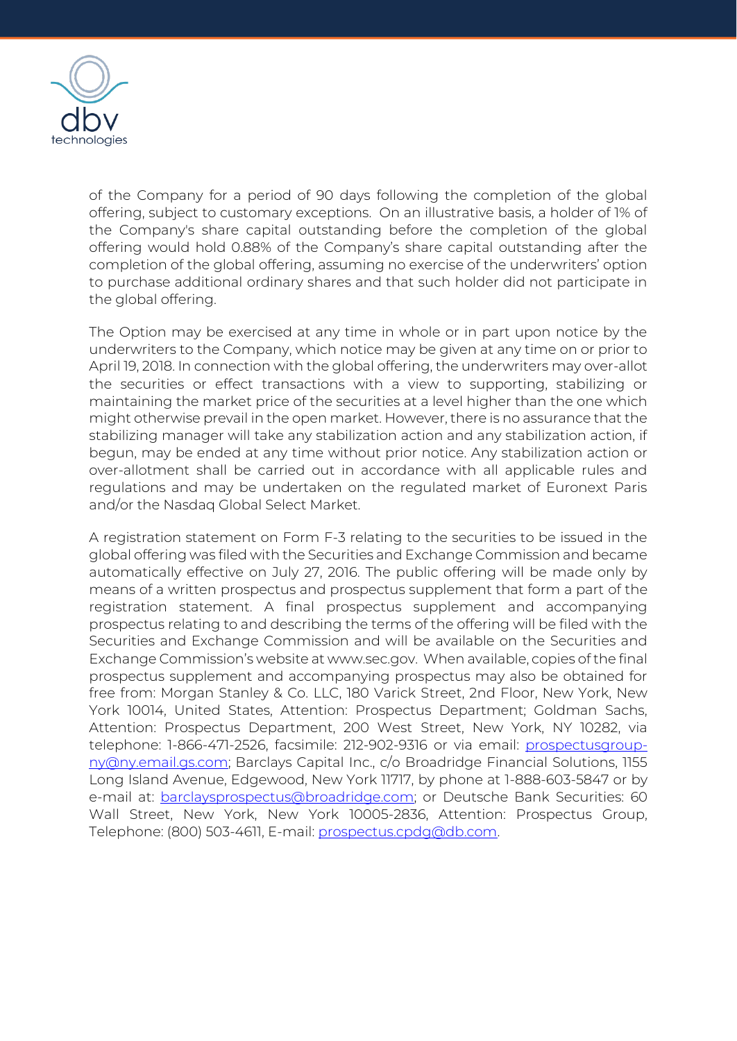of the Company for a period of 90 days following the completion of the global offering, subject to customary exceptions. On an illustrative basis, a holder of 1% of the Company's share capital outstanding before the completion of the global offering would hold 0.88% of the Company's share capital outstanding after the completion of the global offering, assuming no exercise of the underwriters' option to purchase additional ordinary shares and that such holder did not participate in the global offering.

The Option may be exercised at any time in whole or in part upon notice by the underwriters to the Company, which notice may be given at any time on or prior to April 19, 2018. In connection with the global offering, the underwriters may over-allot the securities or effect transactions with a view to supporting, stabilizing or maintaining the market price of the securities at a level higher than the one which might otherwise prevail in the open market. However, there is no assurance that the stabilizing manager will take any stabilization action and any stabilization action, if begun, may be ended at any time without prior notice. Any stabilization action or over-allotment shall be carried out in accordance with all applicable rules and regulations and may be undertaken on the regulated market of Euronext Paris and/or the Nasdaq Global Select Market.

A registration statement on Form F-3 relating to the securities to be issued in the global offering was filed with the Securities and Exchange Commission and became automatically effective on July 27, 2016. The public offering will be made only by means of a written prospectus and prospectus supplement that form a part of the registration statement. A final prospectus supplement and accompanying prospectus relating to and describing the terms of the offering will be filed with the Securities and Exchange Commission and will be available on the Securities and Exchange Commission's website at www.sec.gov. When available, copies of the final prospectus supplement and accompanying prospectus may also be obtained for free from: Morgan Stanley & Co. LLC, 180 Varick Street, 2nd Floor, New York, New York 10014, United States, Attention: Prospectus Department; Goldman Sachs, Attention: Prospectus Department, 200 West Street, New York, NY 10282, via telephone: 1-866-471-2526, facsimile: 212-902-9316 or via email: prospectusgroup-ny@ny.email.gs.com; Barclays Capital Inc., c/o Broadridge Financial Solutions, 1155 Long Island Avenue, Edgewood, New York 11717, by phone at 1-888-603-5847 or by e-mail at: barclaysprospectus@broadridge.com; or Deutsche Bank Securities: 60 Wall Street, New York, New York 10005-2836, Attention: Prospectus Group, Telephone: (800) 503-4611, E-mail: prospectus.cpdg@db.com.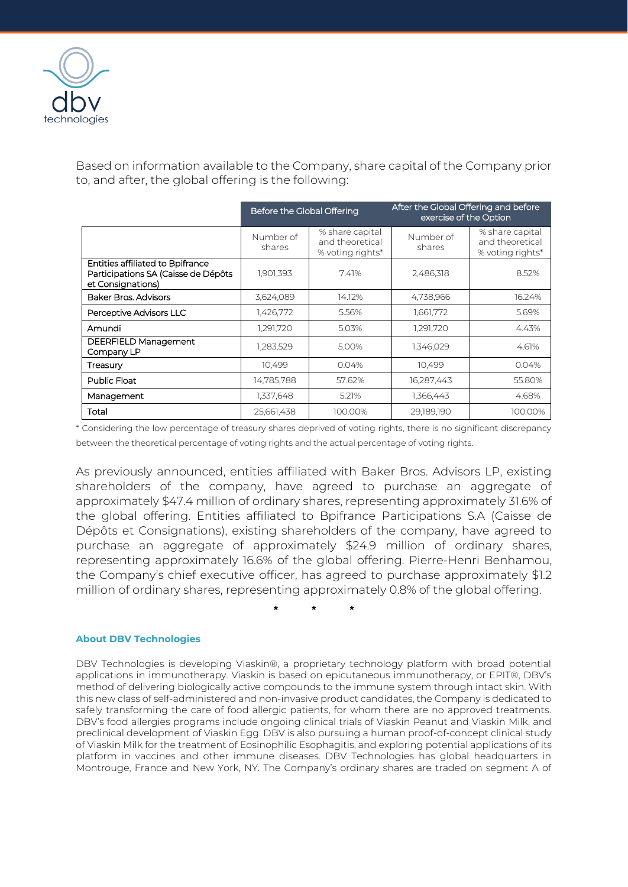Based on information available to the Company, share capital of the Company prior to, and after, the global offering is the following:

| | Before the Global Offering | | After the Global Offering and before exercise of the Option | |
|---|---|---|---|---|
| | Number of shares | % share capital and theoretical % voting rights* | Number of shares | % share capital and theoretical % voting rights* |
| Entities affiliated to Bpifrance Participations SA (Caisse de Dépôts et Consignations) | 1,901,393 | 7.41% | 2,486,318 | 8.52% |
| Baker Bros. Advisors | 3,624,089 | 14.12% | 4,738,966 | 16.24% |
| Perceptive Advisors LLC | 1,426,772 | 5.56% | 1,661,772 | 5.69% |
| Amundi | 1,291,720 | 5.03% | 1,291,720 | 4.43% |
| DEERFIELD Management Company LP | 1,283,529 | 5.00% | 1,346,029 | 4.61% |
| Treasury | 10,499 | 0.04% | 10,499 | 0.04% |
| Public Float | 14,785,788 | 57.62% | 16,287,443 | 55.80% |
| Management | 1,337,648 | 5.21% | 1,366,443 | 4.68% |
| Total | 25,661,438 | 100.00% | 29,189,190 | 100.00% |

* Considering the low percentage of treasury shares deprived of voting rights, there is no significant discrepancy between the theoretical percentage of voting rights and the actual percentage of voting rights.

As previously announced, entities affiliated with Baker Bros. Advisors LP, existing shareholders of the company, have agreed to purchase an aggregate of approximately $47.4 million of ordinary shares, representing approximately 31.6% of the global offering. Entities affiliated to Bpifrance Participations S.A (Caisse de Dépôts et Consignations), existing shareholders of the company, have agreed to purchase an aggregate of approximately $24.9 million of ordinary shares, representing approximately 16.6% of the global offering. Pierre-Henri Benhamou, the Company's chief executive officer, has agreed to purchase approximately $1.2 million of ordinary shares, representing approximately 0.8% of the global offering.

\*    \*    \*

### About DBV Technologies

DBV Technologies is developing Viaskin®, a proprietary technology platform with broad potential applications in immunotherapy. Viaskin is based on epicutaneous immunotherapy, or EPIT®, DBV's method of delivering biologically active compounds to the immune system through intact skin. With this new class of self-administered and non-invasive product candidates, the Company is dedicated to safely transforming the care of food allergic patients, for whom there are no approved treatments. DBV's food allergies programs include ongoing clinical trials of Viaskin Peanut and Viaskin Milk, and preclinical development of Viaskin Egg. DBV is also pursuing a human proof-of-concept clinical study of Viaskin Milk for the treatment of Eosinophilic Esophagitis, and exploring potential applications of its platform in vaccines and other immune diseases. DBV Technologies has global headquarters in Montrouge, France and New York, NY. The Company's ordinary shares are traded on segment A of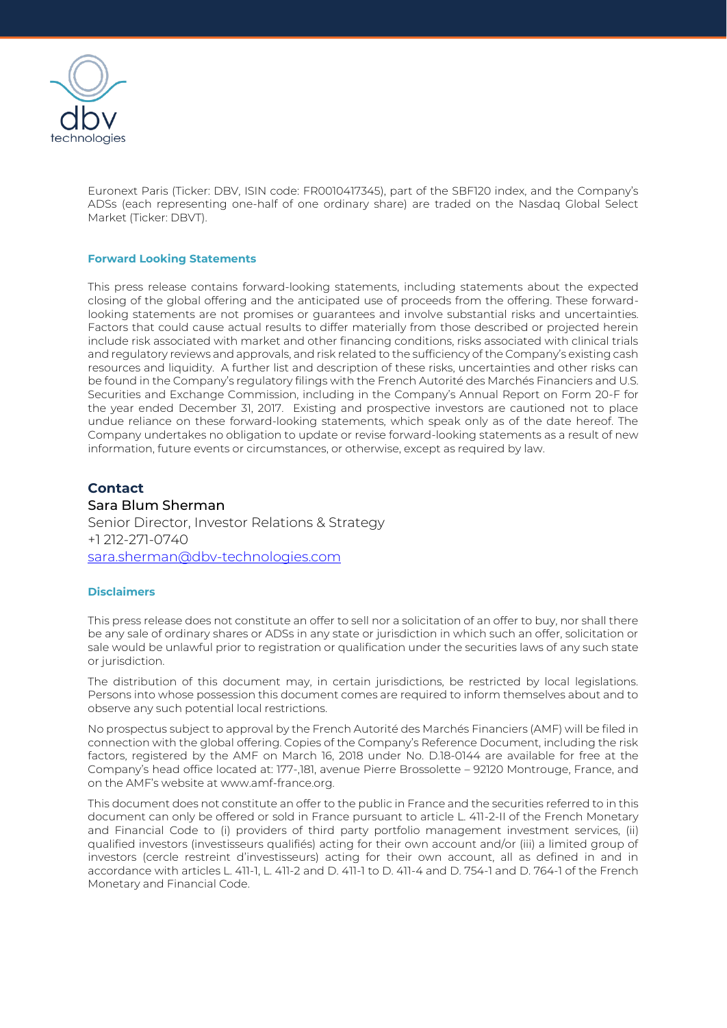Euronext Paris (Ticker: DBV, ISIN code: FR0010417345), part of the SBF120 index, and the Company's ADSs (each representing one-half of one ordinary share) are traded on the Nasdaq Global Select Market (Ticker: DBVT).

#### Forward Looking Statements

This press release contains forward-looking statements, including statements about the expected closing of the global offering and the anticipated use of proceeds from the offering. These forward-looking statements are not promises or guarantees and involve substantial risks and uncertainties. Factors that could cause actual results to differ materially from those described or projected herein include risk associated with market and other financing conditions, risks associated with clinical trials and regulatory reviews and approvals, and risk related to the sufficiency of the Company's existing cash resources and liquidity. A further list and description of these risks, uncertainties and other risks can be found in the Company's regulatory filings with the French Autorité des Marchés Financiers and U.S. Securities and Exchange Commission, including in the Company's Annual Report on Form 20-F for the year ended December 31, 2017. Existing and prospective investors are cautioned not to place undue reliance on these forward-looking statements, which speak only as of the date hereof. The Company undertakes no obligation to update or revise forward-looking statements as a result of new information, future events or circumstances, or otherwise, except as required by law.

### Contact

Sara Blum Sherman
Senior Director, Investor Relations & Strategy
+1 212-271-0740
sara.sherman@dbv-technologies.com

#### Disclaimers

This press release does not constitute an offer to sell nor a solicitation of an offer to buy, nor shall there be any sale of ordinary shares or ADSs in any state or jurisdiction in which such an offer, solicitation or sale would be unlawful prior to registration or qualification under the securities laws of any such state or jurisdiction.

The distribution of this document may, in certain jurisdictions, be restricted by local legislations. Persons into whose possession this document comes are required to inform themselves about and to observe any such potential local restrictions.

No prospectus subject to approval by the French Autorité des Marchés Financiers (AMF) will be filed in connection with the global offering. Copies of the Company's Reference Document, including the risk factors, registered by the AMF on March 16, 2018 under No. D.18-0144 are available for free at the Company's head office located at: 177-,181, avenue Pierre Brossolette – 92120 Montrouge, France, and on the AMF's website at www.amf-france.org.

This document does not constitute an offer to the public in France and the securities referred to in this document can only be offered or sold in France pursuant to article L. 411-2-II of the French Monetary and Financial Code to (i) providers of third party portfolio management investment services, (ii) qualified investors (investisseurs qualifiés) acting for their own account and/or (iii) a limited group of investors (cercle restreint d'investisseurs) acting for their own account, all as defined in and in accordance with articles L. 411-1, L. 411-2 and D. 411-1 to D. 411-4 and D. 754-1 and D. 764-1 of the French Monetary and Financial Code.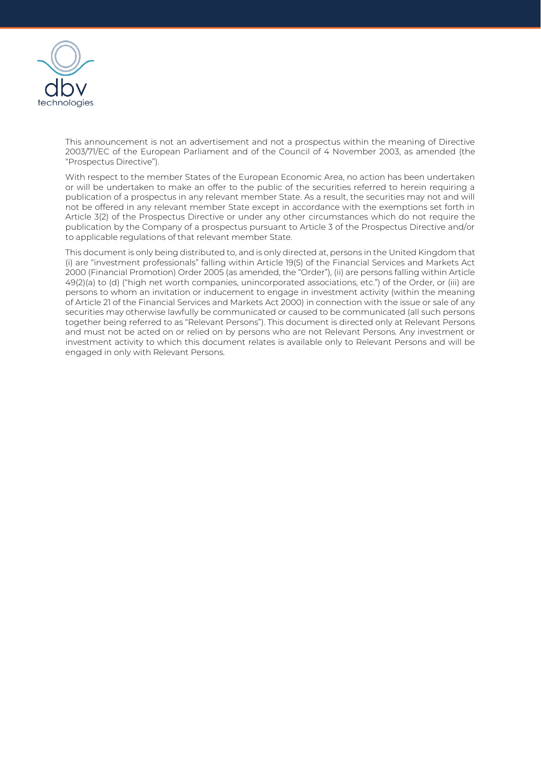This announcement is not an advertisement and not a prospectus within the meaning of Directive 2003/71/EC of the European Parliament and of the Council of 4 November 2003, as amended (the "Prospectus Directive").

With respect to the member States of the European Economic Area, no action has been undertaken or will be undertaken to make an offer to the public of the securities referred to herein requiring a publication of a prospectus in any relevant member State. As a result, the securities may not and will not be offered in any relevant member State except in accordance with the exemptions set forth in Article 3(2) of the Prospectus Directive or under any other circumstances which do not require the publication by the Company of a prospectus pursuant to Article 3 of the Prospectus Directive and/or to applicable regulations of that relevant member State.

This document is only being distributed to, and is only directed at, persons in the United Kingdom that (i) are "investment professionals" falling within Article 19(5) of the Financial Services and Markets Act 2000 (Financial Promotion) Order 2005 (as amended, the "Order"), (ii) are persons falling within Article 49(2)(a) to (d) ("high net worth companies, unincorporated associations, etc.") of the Order, or (iii) are persons to whom an invitation or inducement to engage in investment activity (within the meaning of Article 21 of the Financial Services and Markets Act 2000) in connection with the issue or sale of any securities may otherwise lawfully be communicated or caused to be communicated (all such persons together being referred to as "Relevant Persons"). This document is directed only at Relevant Persons and must not be acted on or relied on by persons who are not Relevant Persons. Any investment or investment activity to which this document relates is available only to Relevant Persons and will be engaged in only with Relevant Persons.